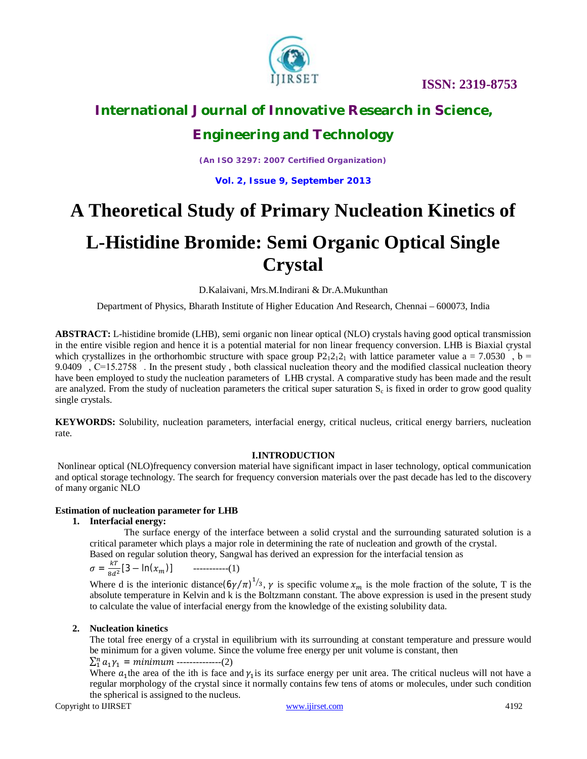# A Theoretical Study of Primary Nucleation Kinetics of L-Histidine Bromide: Semi Organic Optical Single Crystal

D.Kalaivani, Mrs.M.Indirani & Dr.A.Mukunthan

Department of Physics, Bharath Institute of Higher Education And Research, Chennai – 600073, India

**ABSTRACT:** L-histidine bromide (LHB), semi organic non linear optical (NLO) crystals having good optical transmission in the entire visible region and hence it is a potential material for non linear frequency conversion. LHB is Biaxial crystal which crystallizes in the orthorhombic structure with space group $P2_12_12_1$ with lattice parameter value a = 7.0530 , b = 9.0409 , C=15.2758 . In the present study , both classical nucleation theory and the modified classical nucleation theory have been employed to study the nucleation parameters of LHB crystal. A comparative study has been made and the result are analyzed. From the study of nucleation parameters the critical super saturation $S_c$ is fixed in order to grow good quality single crystals.

**KEYWORDS:** Solubility, nucleation parameters, interfacial energy, critical nucleus, critical energy barriers, nucleation rate.

## I.INTRODUCTION

Nonlinear optical (NLO)frequency conversion material have significant impact in laser technology, optical communication and optical storage technology. The search for frequency conversion materials over the past decade has led to the discovery of many organic NLO

### Estimation of nucleation parameter for LHB

1. **Interfacial energy:**

   The surface energy of the interface between a solid crystal and the surrounding saturated solution is a critical parameter which plays a major role in determining the rate of nucleation and growth of the crystal.
   Based on regular solution theory, Sangwal has derived an expression for the interfacial tension as

   $$\sigma = \frac{kT}{8d^2}[3 - \ln(x_m)] \quad \text{-----------(1)}$$

   Where d is the interionic distance$(6\gamma/\pi)^{1/3}$, $\gamma$ is specific volume $x_m$ is the mole fraction of the solute, T is the absolute temperature in Kelvin and k is the Boltzmann constant. The above expression is used in the present study to calculate the value of interfacial energy from the knowledge of the existing solubility data.

2. **Nucleation kinetics**

   The total free energy of a crystal in equilibrium with its surrounding at constant temperature and pressure would be minimum for a given volume. Since the volume free energy per unit volume is constant, then

   $$\sum_1^n a_1\gamma_1 = minimum \text{ --------------(2)}$$

   Where $a_1$the area of the ith is face and $\gamma_1$is its surface energy per unit area. The critical nucleus will not have a regular morphology of the crystal since it normally contains few tens of atoms or molecules, under such condition the spherical is assigned to the nucleus.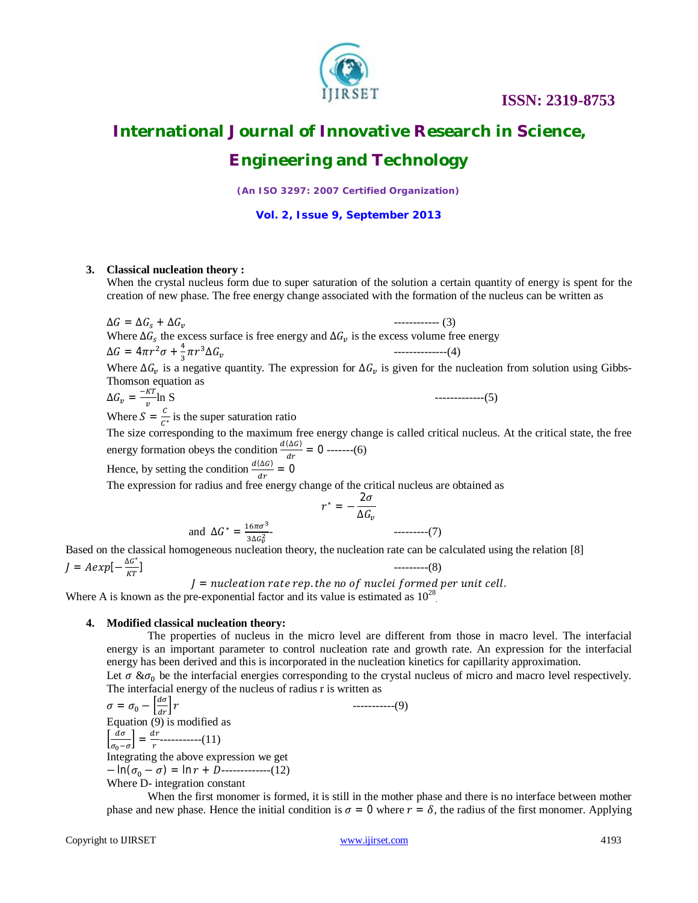## 3. Classical nucleation theory :

When the crystal nucleus form due to super saturation of the solution a certain quantity of energy is spent for the creation of new phase. The free energy change associated with the formation of the nucleus can be written as

$$\Delta G = \Delta G_s + \Delta G_v \quad \text{------------ (3)}$$

Where $\Delta G_s$ the excess surface is free energy and $\Delta G_v$ is the excess volume free energy

$$\Delta G = 4\pi r^2\sigma + \frac{4}{3}\pi r^3 \Delta G_v \quad \text{--------------(4)}$$

Where $\Delta G_v$ is a negative quantity. The expression for $\Delta G_v$ is given for the nucleation from solution using Gibbs-Thomson equation as

$$\Delta G_v = \frac{-KT}{v}\ln S \quad \text{-------------(5)}$$

Where $S = \frac{C}{C^*}$ is the super saturation ratio

The size corresponding to the maximum free energy change is called critical nucleus. At the critical state, the free energy formation obeys the condition $\frac{d(\Delta G)}{dr} = 0$ -------(6)

Hence, by setting the condition $\frac{d(\Delta G)}{dr} = 0$

The expression for radius and free energy change of the critical nucleus are obtained as

$$r^* = -\frac{2\sigma}{\Delta G_v}$$

and $\Delta G^* = \frac{16\pi\sigma^3}{3\Delta G_v^2}$ ---------(7)

Based on the classical homogeneous nucleation theory, the nucleation rate can be calculated using the relation [8]

$$J = A\exp\left[-\frac{\Delta G^*}{KT}\right] \quad \text{---------(8)}$$

$$J = nucleation\ rate\ rep.\ the\ no\ of\ nuclei\ formed\ per\ unit\ cell.$$

Where A is known as the pre-exponential factor and its value is estimated as $10^{28}$.

## 4. Modified classical nucleation theory:

The properties of nucleus in the micro level are different from those in macro level. The interfacial energy is an important parameter to control nucleation rate and growth rate. An expression for the interfacial energy has been derived and this is incorporated in the nucleation kinetics for capillarity approximation.

Let $\sigma$ &$\sigma_0$ be the interfacial energies corresponding to the crystal nucleus of micro and macro level respectively. The interfacial energy of the nucleus of radius r is written as

$$\sigma = \sigma_0 - \left[\frac{d\sigma}{dr}\right] r \quad \text{-----------(9)}$$

Equation (9) is modified as

$$\left[\frac{d\sigma}{\sigma_0 - \sigma}\right] = \frac{dr}{r} \quad \text{-----------(11)}$$

Integrating the above expression we get

$$-\ln(\sigma_0 - \sigma) = \ln r + D \quad \text{-------------(12)}$$

Where D- integration constant

When the first monomer is formed, it is still in the mother phase and there is no interface between mother phase and new phase. Hence the initial condition is $\sigma = 0$ where $r = \delta$, the radius of the first monomer. Applying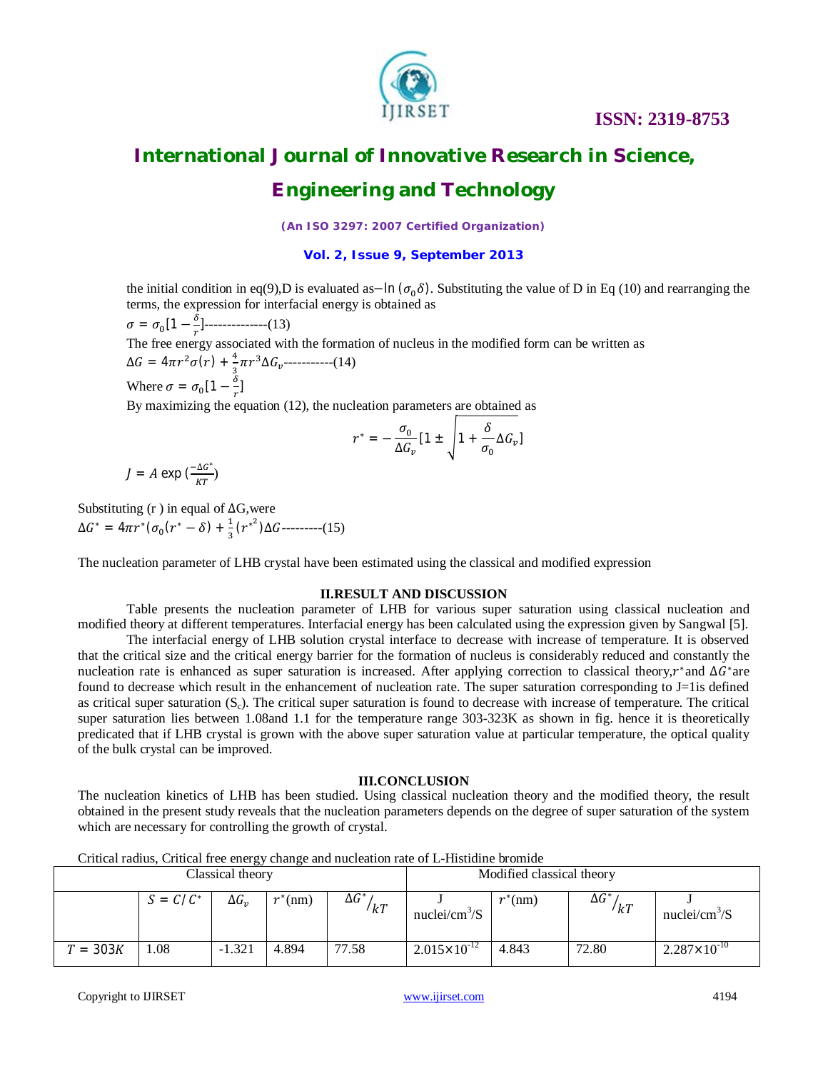the initial condition in eq(9),D is evaluated as$-\ln(\sigma_0\delta)$. Substituting the value of D in Eq (10) and rearranging the terms, the expression for interfacial energy is obtained as

$\sigma = \sigma_0[1 - \frac{\delta}{r}]$--------------(13)

The free energy associated with the formation of nucleus in the modified form can be written as

$\Delta G = 4\pi r^2\sigma(r) + \frac{4}{3}\pi r^3\Delta G_v$-----------(14)

Where $\sigma = \sigma_0[1 - \frac{\delta}{r}]$

By maximizing the equation (12), the nucleation parameters are obtained as

$$r^* = -\frac{\sigma_0}{\Delta G_v}[1 \pm \sqrt{1 + \frac{\delta}{\sigma_0}\Delta G_v}]$$

$J = A\exp(\frac{-\Delta G^*}{KT})$

Substituting (r ) in equal of $\Delta G$,were

$\Delta G^* = 4\pi r^*(\sigma_0(r^* - \delta) + \frac{1}{3}(r^{*^2})\Delta G$---------(15)

The nucleation parameter of LHB crystal have been estimated using the classical and modified expression

## II.RESULT AND DISCUSSION

Table presents the nucleation parameter of LHB for various super saturation using classical nucleation and modified theory at different temperatures. Interfacial energy has been calculated using the expression given by Sangwal [5].

The interfacial energy of LHB solution crystal interface to decrease with increase of temperature. It is observed that the critical size and the critical energy barrier for the formation of nucleus is considerably reduced and constantly the nucleation rate is enhanced as super saturation is increased. After applying correction to classical theory,$r^*$and $\Delta G^*$are found to decrease which result in the enhancement of nucleation rate. The super saturation corresponding to J=1is defined as critical super saturation ($S_c$). The critical super saturation is found to decrease with increase of temperature. The critical super saturation lies between 1.08and 1.1 for the temperature range 303-323K as shown in fig. hence it is theoretically predicated that if LHB crystal is grown with the above super saturation value at particular temperature, the optical quality of the bulk crystal can be improved.

## III.CONCLUSION

The nucleation kinetics of LHB has been studied. Using classical nucleation theory and the modified theory, the result obtained in the present study reveals that the nucleation parameters depends on the degree of super saturation of the system which are necessary for controlling the growth of crystal.

Critical radius, Critical free energy change and nucleation rate of L-Histidine bromide

| Classical theory | | | | | | Modified classical theory | | |
|---|---|---|---|---|---|---|---|---|
| | $S = C/C^*$ | $\Delta G_v$ | $r^*$(nm) | $\Delta G^*/kT$ | J nuclei/cm$^3$/S | $r^*$(nm) | $\Delta G^*/kT$ | J nuclei/cm$^3$/S |
| $T = 303K$ | 1.08 | -1.321 | 4.894 | 77.58 | $2.015\times10^{-12}$ | 4.843 | 72.80 | $2.287\times10^{-10}$ |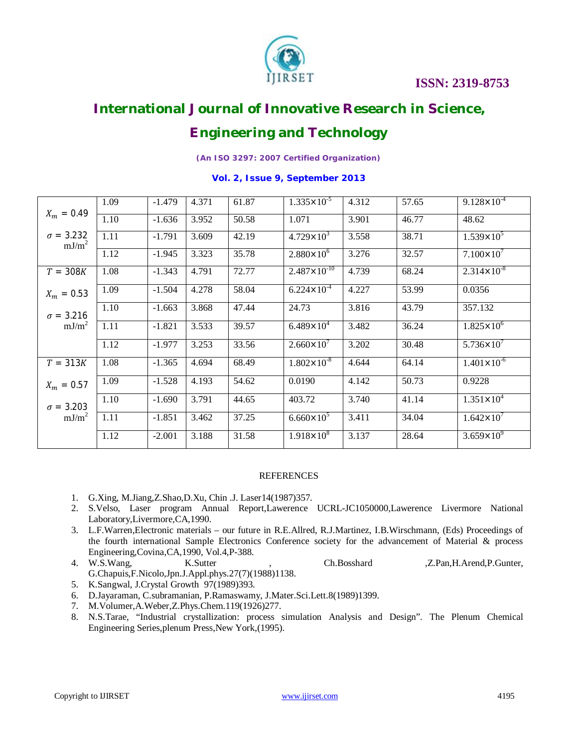| | | | | | | | | |
|---|---|---|---|---|---|---|---|---|
| $X_m = 0.49$ $\sigma = 3.232$ mJ/m$^2$ | 1.09 | -1.479 | 4.371 | 61.87 | $1.335\times10^{-5}$ | 4.312 | 57.65 | $9.128\times10^{-4}$ |
| | 1.10 | -1.636 | 3.952 | 50.58 | 1.071 | 3.901 | 46.77 | 48.62 |
| | 1.11 | -1.791 | 3.609 | 42.19 | $4.729\times10^{3}$ | 3.558 | 38.71 | $1.539\times10^{5}$ |
| | 1.12 | -1.945 | 3.323 | 35.78 | $2.880\times10^{6}$ | 3.276 | 32.57 | $7.100\times10^{7}$ |
| $T = 308K$ $X_m = 0.53$ $\sigma = 3.216$ mJ/m$^2$ | 1.08 | -1.343 | 4.791 | 72.77 | $2.487\times10^{-10}$ | 4.739 | 68.24 | $2.314\times10^{-8}$ |
| | 1.09 | -1.504 | 4.278 | 58.04 | $6.224\times10^{-4}$ | 4.227 | 53.99 | 0.0356 |
| | 1.10 | -1.663 | 3.868 | 47.44 | 24.73 | 3.816 | 43.79 | 357.132 |
| | 1.11 | -1.821 | 3.533 | 39.57 | $6.489\times10^{4}$ | 3.482 | 36.24 | $1.825\times10^{6}$ |
| | 1.12 | -1.977 | 3.253 | 33.56 | $2.660\times10^{7}$ | 3.202 | 30.48 | $5.736\times10^{7}$ |
| $T = 313K$ $X_m = 0.57$ $\sigma = 3.203$ mJ/m$^2$ | 1.08 | -1.365 | 4.694 | 68.49 | $1.802\times10^{-8}$ | 4.644 | 64.14 | $1.401\times10^{-6}$ |
| | 1.09 | -1.528 | 4.193 | 54.62 | 0.0190 | 4.142 | 50.73 | 0.9228 |
| | 1.10 | -1.690 | 3.791 | 44.65 | 403.72 | 3.740 | 41.14 | $1.351\times10^{4}$ |
| | 1.11 | -1.851 | 3.462 | 37.25 | $6.660\times10^{5}$ | 3.411 | 34.04 | $1.642\times10^{7}$ |
| | 1.12 | -2.001 | 3.188 | 31.58 | $1.918\times10^{8}$ | 3.137 | 28.64 | $3.659\times10^{9}$ |

## REFERENCES

1. G.Xing, M.Jiang,Z.Shao,D.Xu, Chin .J. Laser14(1987)357.
2. S.Velso, Laser program Annual Report,Lawerence UCRL-JC1050000,Lawerence Livermore National Laboratory,Livermore,CA,1990.
3. L.F.Warren,Electronic materials – our future in R.E.Allred, R.J.Martinez, I.B.Wirschmann, (Eds) Proceedings of the fourth international Sample Electronics Conference society for the advancement of Material & process Engineering,Covina,CA,1990, Vol.4,P-388.
4. W.S.Wang, K.Sutter , Ch.Bosshard ,Z.Pan,H.Arend,P.Gunter, G.Chapuis,F.Nicolo,Jpn.J.Appl.phys.27(7)(1988)1138.
5. K.Sangwal, J.Crystal Growth 97(1989)393.
6. D.Jayaraman, C.subramanian, P.Ramaswamy, J.Mater.Sci.Lett.8(1989)1399.
7. M.Volumer,A.Weber,Z.Phys.Chem.119(1926)277.
8. N.S.Tarae, "Industrial crystallization: process simulation Analysis and Design". The Plenum Chemical Engineering Series,plenum Press,New York,(1995).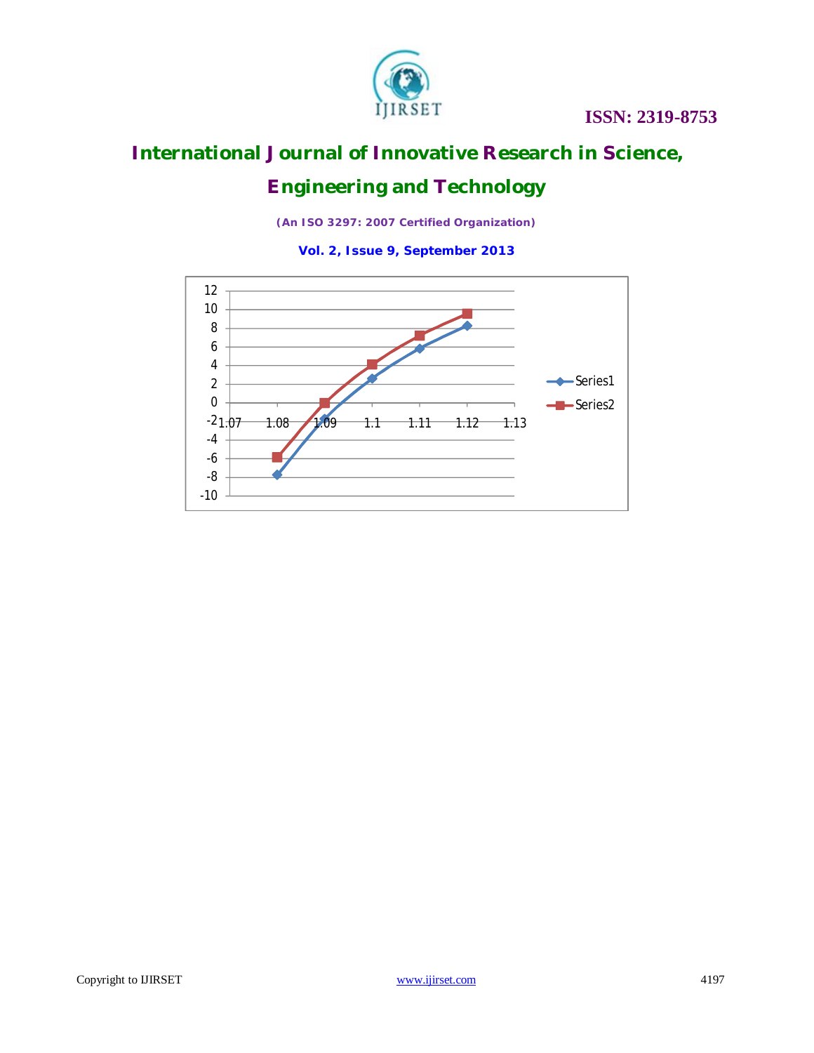12
10
8
6
4
2
0
-2
-4
-6
-8
-10

1.07 1.08 1.09 1.1 1.11 1.12 1.13

Series1
Series2